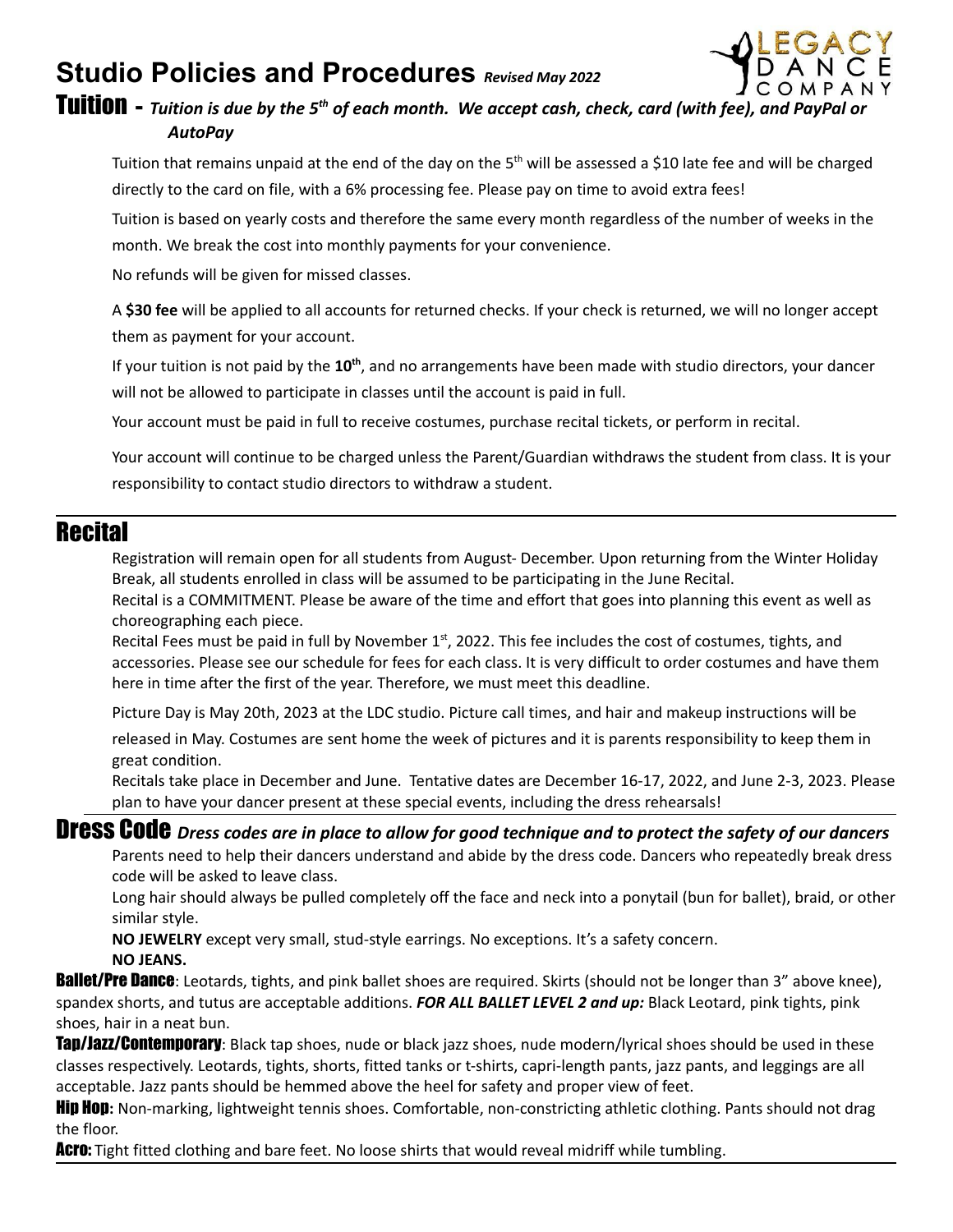# Studio Policies and Procedures *Revised May 2022*

LEGACY DANCE COMPANY

## Tuition - *Tuition is due by the 5th of each month. We accept cash, check, card (with fee), and PayPal or AutoPay*

Tuition that remains unpaid at the end of the day on the 5th will be assessed a $10 late fee and will be charged directly to the card on file, with a 6% processing fee. Please pay on time to avoid extra fees!

Tuition is based on yearly costs and therefore the same every month regardless of the number of weeks in the month. We break the cost into monthly payments for your convenience.

No refunds will be given for missed classes.

A **$30 fee** will be applied to all accounts for returned checks. If your check is returned, we will no longer accept them as payment for your account.

If your tuition is not paid by the **10th**, and no arrangements have been made with studio directors, your dancer will not be allowed to participate in classes until the account is paid in full.

Your account must be paid in full to receive costumes, purchase recital tickets, or perform in recital.

Your account will continue to be charged unless the Parent/Guardian withdraws the student from class. It is your responsibility to contact studio directors to withdraw a student.

## Recital

Registration will remain open for all students from August- December. Upon returning from the Winter Holiday Break, all students enrolled in class will be assumed to be participating in the June Recital.

Recital is a COMMITMENT. Please be aware of the time and effort that goes into planning this event as well as choreographing each piece.

Recital Fees must be paid in full by November 1st, 2022. This fee includes the cost of costumes, tights, and accessories. Please see our schedule for fees for each class. It is very difficult to order costumes and have them here in time after the first of the year. Therefore, we must meet this deadline.

Picture Day is May 20th, 2023 at the LDC studio. Picture call times, and hair and makeup instructions will be released in May. Costumes are sent home the week of pictures and it is parents responsibility to keep them in great condition.

Recitals take place in December and June. Tentative dates are December 16-17, 2022, and June 2-3, 2023. Please plan to have your dancer present at these special events, including the dress rehearsals!

## Dress Code *Dress codes are in place to allow for good technique and to protect the safety of our dancers*

Parents need to help their dancers understand and abide by the dress code. Dancers who repeatedly break dress code will be asked to leave class.

Long hair should always be pulled completely off the face and neck into a ponytail (bun for ballet), braid, or other similar style.

**NO JEWELRY** except very small, stud-style earrings. No exceptions. It's a safety concern.

**NO JEANS.**

**Ballet/Pre Dance**: Leotards, tights, and pink ballet shoes are required. Skirts (should not be longer than 3" above knee), spandex shorts, and tutus are acceptable additions. ***FOR ALL BALLET LEVEL 2 and up:*** Black Leotard, pink tights, pink shoes, hair in a neat bun.

**Tap/Jazz/Contemporary**: Black tap shoes, nude or black jazz shoes, nude modern/lyrical shoes should be used in these classes respectively. Leotards, tights, shorts, fitted tanks or t-shirts, capri-length pants, jazz pants, and leggings are all acceptable. Jazz pants should be hemmed above the heel for safety and proper view of feet.

**Hip Hop**: Non-marking, lightweight tennis shoes. Comfortable, non-constricting athletic clothing. Pants should not drag the floor.

**Acro:** Tight fitted clothing and bare feet. No loose shirts that would reveal midriff while tumbling.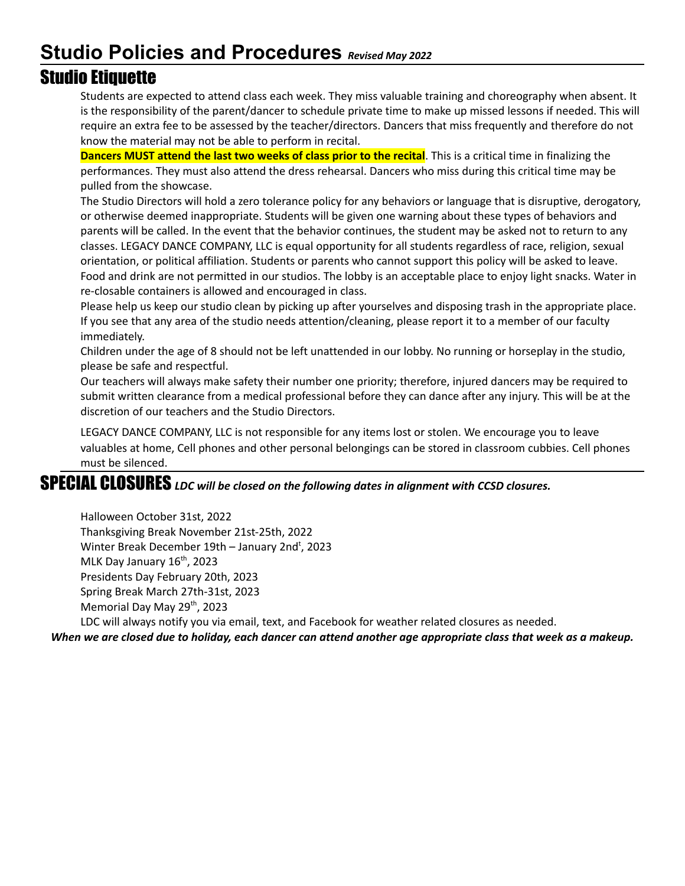# Studio Policies and Procedures *Revised May 2022*

## Studio Etiquette

Students are expected to attend class each week. They miss valuable training and choreography when absent. It is the responsibility of the parent/dancer to schedule private time to make up missed lessons if needed. This will require an extra fee to be assessed by the teacher/directors. Dancers that miss frequently and therefore do not know the material may not be able to perform in recital.

**Dancers MUST attend the last two weeks of class prior to the recital**. This is a critical time in finalizing the performances. They must also attend the dress rehearsal. Dancers who miss during this critical time may be pulled from the showcase.

The Studio Directors will hold a zero tolerance policy for any behaviors or language that is disruptive, derogatory, or otherwise deemed inappropriate. Students will be given one warning about these types of behaviors and parents will be called. In the event that the behavior continues, the student may be asked not to return to any classes. LEGACY DANCE COMPANY, LLC is equal opportunity for all students regardless of race, religion, sexual orientation, or political affiliation. Students or parents who cannot support this policy will be asked to leave.

Food and drink are not permitted in our studios. The lobby is an acceptable place to enjoy light snacks. Water in re-closable containers is allowed and encouraged in class.

Please help us keep our studio clean by picking up after yourselves and disposing trash in the appropriate place. If you see that any area of the studio needs attention/cleaning, please report it to a member of our faculty immediately.

Children under the age of 8 should not be left unattended in our lobby. No running or horseplay in the studio, please be safe and respectful.

Our teachers will always make safety their number one priority; therefore, injured dancers may be required to submit written clearance from a medical professional before they can dance after any injury. This will be at the discretion of our teachers and the Studio Directors.

LEGACY DANCE COMPANY, LLC is not responsible for any items lost or stolen. We encourage you to leave valuables at home, Cell phones and other personal belongings can be stored in classroom cubbies. Cell phones must be silenced.

## SPECIAL CLOSURES *LDC will be closed on the following dates in alignment with CCSD closures.*

Halloween October 31st, 2022
Thanksgiving Break November 21st-25th, 2022
Winter Break December 19th – January 2nd, 2023
MLK Day January 16th, 2023
Presidents Day February 20th, 2023
Spring Break March 27th-31st, 2023
Memorial Day May 29th, 2023
LDC will always notify you via email, text, and Facebook for weather related closures as needed.

***When we are closed due to holiday, each dancer can attend another age appropriate class that week as a makeup.***